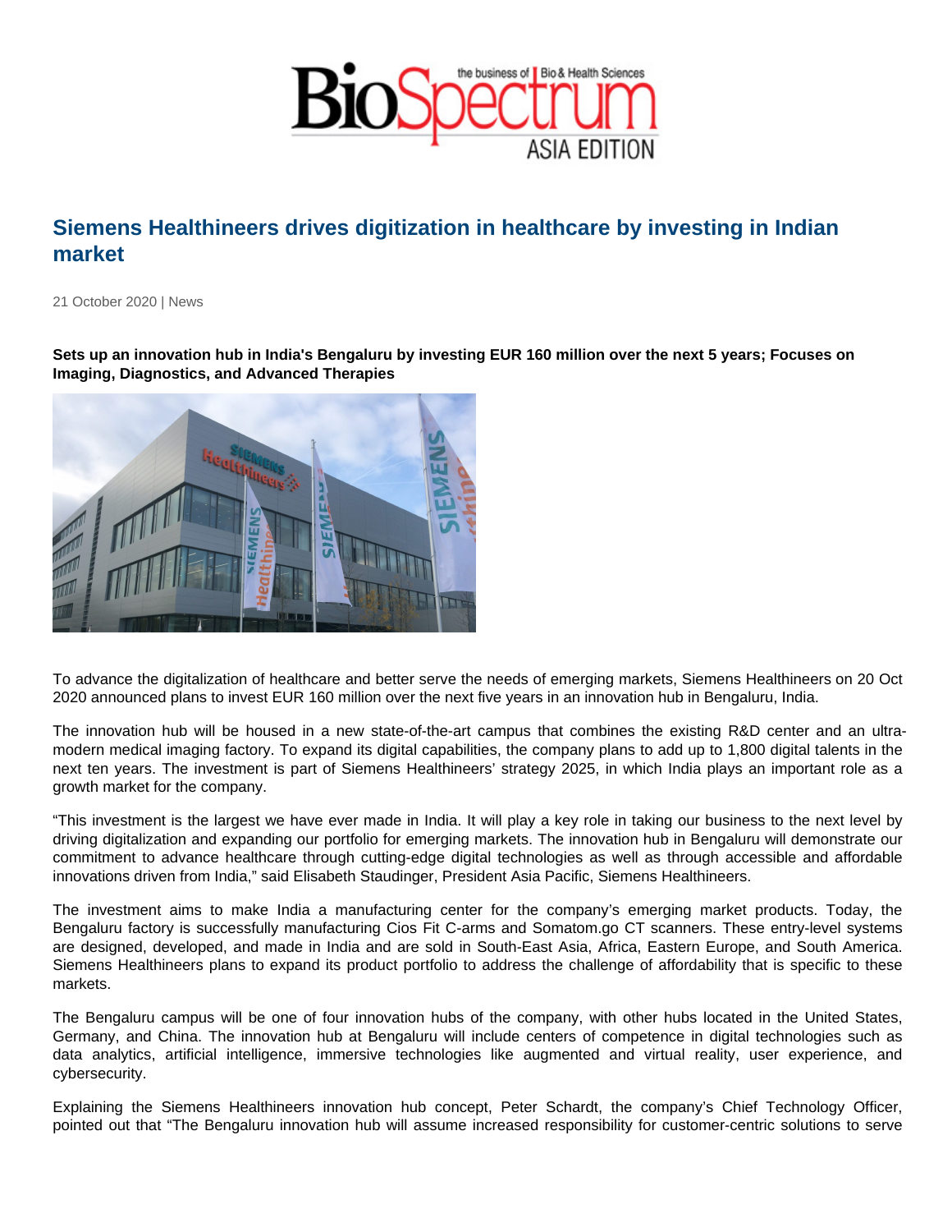# Siemens Healthineers drives digitization in healthcare by investing in Indian market

21 October 2020 | News

**Sets up an innovation hub in India's Bengaluru by investing EUR 160 million over the next 5 years; Focuses on Imaging, Diagnostics, and Advanced Therapies**

To advance the digitalization of healthcare and better serve the needs of emerging markets, Siemens Healthineers on 20 Oct 2020 announced plans to invest EUR 160 million over the next five years in an innovation hub in Bengaluru, India.

The innovation hub will be housed in a new state-of-the-art campus that combines the existing R&D center and an ultra-modern medical imaging factory. To expand its digital capabilities, the company plans to add up to 1,800 digital talents in the next ten years. The investment is part of Siemens Healthineers' strategy 2025, in which India plays an important role as a growth market for the company.

"This investment is the largest we have ever made in India. It will play a key role in taking our business to the next level by driving digitalization and expanding our portfolio for emerging markets. The innovation hub in Bengaluru will demonstrate our commitment to advance healthcare through cutting-edge digital technologies as well as through accessible and affordable innovations driven from India," said Elisabeth Staudinger, President Asia Pacific, Siemens Healthineers.

The investment aims to make India a manufacturing center for the company's emerging market products. Today, the Bengaluru factory is successfully manufacturing Cios Fit C-arms and Somatom.go CT scanners. These entry-level systems are designed, developed, and made in India and are sold in South-East Asia, Africa, Eastern Europe, and South America. Siemens Healthineers plans to expand its product portfolio to address the challenge of affordability that is specific to these markets.

The Bengaluru campus will be one of four innovation hubs of the company, with other hubs located in the United States, Germany, and China. The innovation hub at Bengaluru will include centers of competence in digital technologies such as data analytics, artificial intelligence, immersive technologies like augmented and virtual reality, user experience, and cybersecurity.

Explaining the Siemens Healthineers innovation hub concept, Peter Schardt, the company's Chief Technology Officer, pointed out that "The Bengaluru innovation hub will assume increased responsibility for customer-centric solutions to serve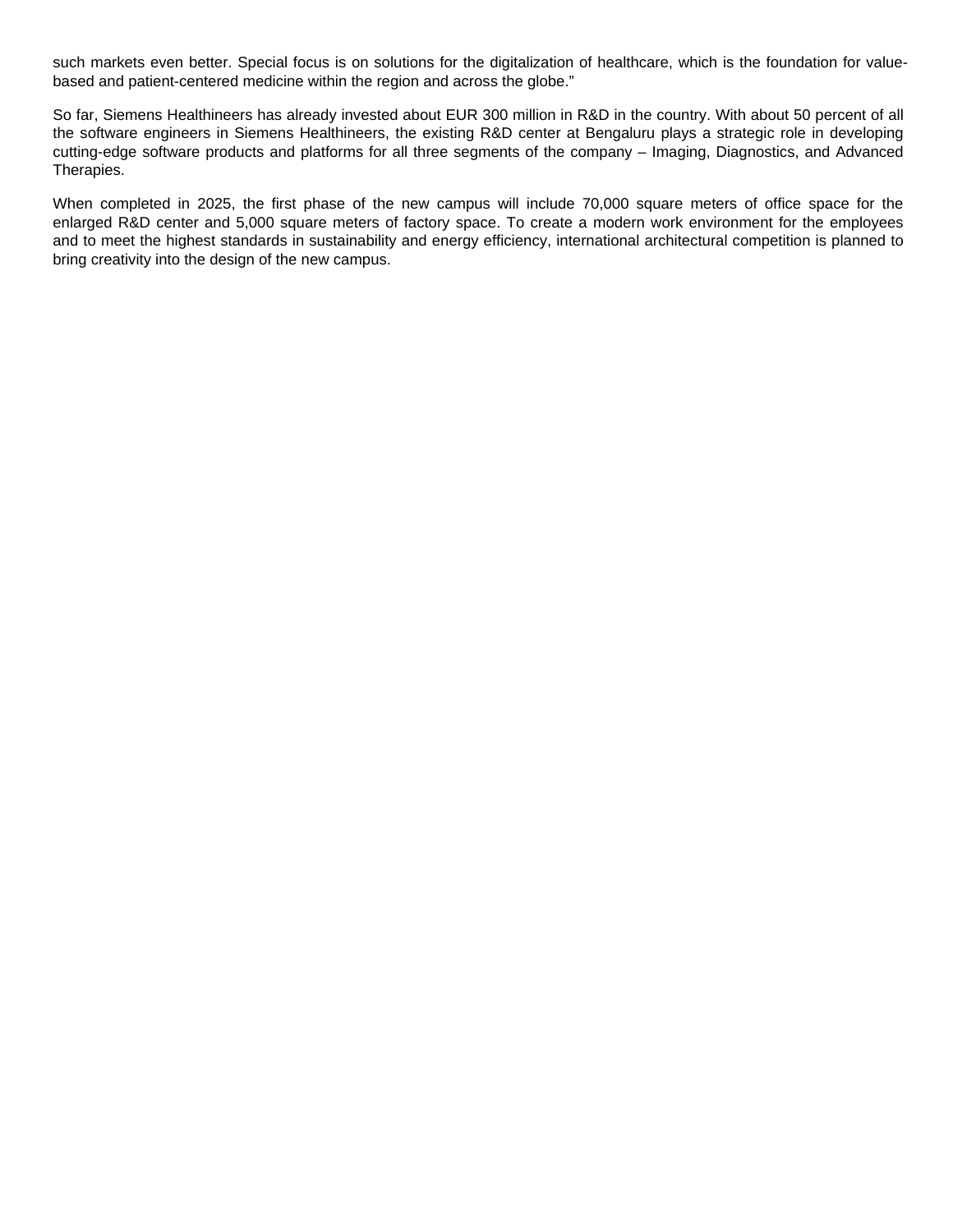such markets even better. Special focus is on solutions for the digitalization of healthcare, which is the foundation for value-based and patient-centered medicine within the region and across the globe."

So far, Siemens Healthineers has already invested about EUR 300 million in R&D in the country. With about 50 percent of all the software engineers in Siemens Healthineers, the existing R&D center at Bengaluru plays a strategic role in developing cutting-edge software products and platforms for all three segments of the company – Imaging, Diagnostics, and Advanced Therapies.

When completed in 2025, the first phase of the new campus will include 70,000 square meters of office space for the enlarged R&D center and 5,000 square meters of factory space. To create a modern work environment for the employees and to meet the highest standards in sustainability and energy efficiency, international architectural competition is planned to bring creativity into the design of the new campus.